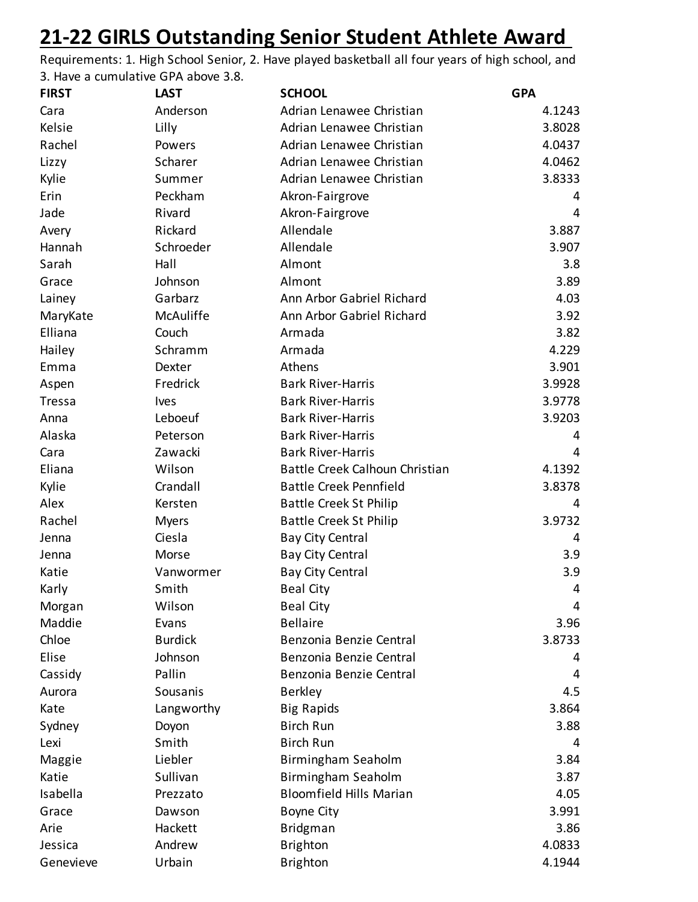# 21-22 GIRLS Outstanding Senior Student Athlete Award

Requirements: 1. High School Senior, 2. Have played basketball all four years of high school, and 3. Have a cumulative GPA above 3.8.

| FIRST | LAST | SCHOOL | GPA |
|---|---|---|---|
| Cara | Anderson | Adrian Lenawee Christian | 4.1243 |
| Kelsie | Lilly | Adrian Lenawee Christian | 3.8028 |
| Rachel | Powers | Adrian Lenawee Christian | 4.0437 |
| Lizzy | Scharer | Adrian Lenawee Christian | 4.0462 |
| Kylie | Summer | Adrian Lenawee Christian | 3.8333 |
| Erin | Peckham | Akron-Fairgrove | 4 |
| Jade | Rivard | Akron-Fairgrove | 4 |
| Avery | Rickard | Allendale | 3.887 |
| Hannah | Schroeder | Allendale | 3.907 |
| Sarah | Hall | Almont | 3.8 |
| Grace | Johnson | Almont | 3.89 |
| Lainey | Garbarz | Ann Arbor Gabriel Richard | 4.03 |
| MaryKate | McAuliffe | Ann Arbor Gabriel Richard | 3.92 |
| Elliana | Couch | Armada | 3.82 |
| Hailey | Schramm | Armada | 4.229 |
| Emma | Dexter | Athens | 3.901 |
| Aspen | Fredrick | Bark River-Harris | 3.9928 |
| Tressa | Ives | Bark River-Harris | 3.9778 |
| Anna | Leboeuf | Bark River-Harris | 3.9203 |
| Alaska | Peterson | Bark River-Harris | 4 |
| Cara | Zawacki | Bark River-Harris | 4 |
| Eliana | Wilson | Battle Creek Calhoun Christian | 4.1392 |
| Kylie | Crandall | Battle Creek Pennfield | 3.8378 |
| Alex | Kersten | Battle Creek St Philip | 4 |
| Rachel | Myers | Battle Creek St Philip | 3.9732 |
| Jenna | Ciesla | Bay City Central | 4 |
| Jenna | Morse | Bay City Central | 3.9 |
| Katie | Vanwormer | Bay City Central | 3.9 |
| Karly | Smith | Beal City | 4 |
| Morgan | Wilson | Beal City | 4 |
| Maddie | Evans | Bellaire | 3.96 |
| Chloe | Burdick | Benzonia Benzie Central | 3.8733 |
| Elise | Johnson | Benzonia Benzie Central | 4 |
| Cassidy | Pallin | Benzonia Benzie Central | 4 |
| Aurora | Sousanis | Berkley | 4.5 |
| Kate | Langworthy | Big Rapids | 3.864 |
| Sydney | Doyon | Birch Run | 3.88 |
| Lexi | Smith | Birch Run | 4 |
| Maggie | Liebler | Birmingham Seaholm | 3.84 |
| Katie | Sullivan | Birmingham Seaholm | 3.87 |
| Isabella | Prezzato | Bloomfield Hills Marian | 4.05 |
| Grace | Dawson | Boyne City | 3.991 |
| Arie | Hackett | Bridgman | 3.86 |
| Jessica | Andrew | Brighton | 4.0833 |
| Genevieve | Urbain | Brighton | 4.1944 |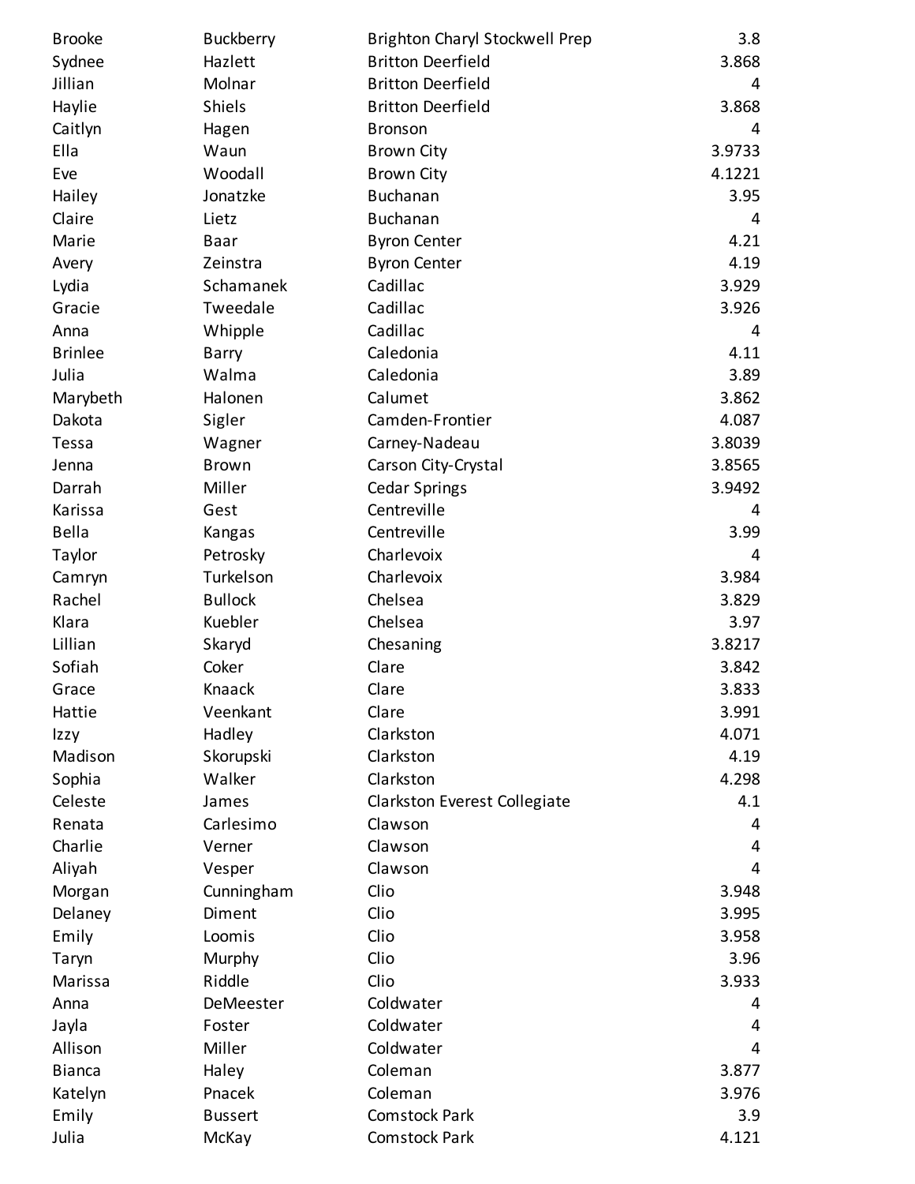| | | | |
|---|---|---|---|
| Brooke | Buckberry | Brighton Charyl Stockwell Prep | 3.8 |
| Sydnee | Hazlett | Britton Deerfield | 3.868 |
| Jillian | Molnar | Britton Deerfield | 4 |
| Haylie | Shiels | Britton Deerfield | 3.868 |
| Caitlyn | Hagen | Bronson | 4 |
| Ella | Waun | Brown City | 3.9733 |
| Eve | Woodall | Brown City | 4.1221 |
| Hailey | Jonatzke | Buchanan | 3.95 |
| Claire | Lietz | Buchanan | 4 |
| Marie | Baar | Byron Center | 4.21 |
| Avery | Zeinstra | Byron Center | 4.19 |
| Lydia | Schamanek | Cadillac | 3.929 |
| Gracie | Tweedale | Cadillac | 3.926 |
| Anna | Whipple | Cadillac | 4 |
| Brinlee | Barry | Caledonia | 4.11 |
| Julia | Walma | Caledonia | 3.89 |
| Marybeth | Halonen | Calumet | 3.862 |
| Dakota | Sigler | Camden-Frontier | 4.087 |
| Tessa | Wagner | Carney-Nadeau | 3.8039 |
| Jenna | Brown | Carson City-Crystal | 3.8565 |
| Darrah | Miller | Cedar Springs | 3.9492 |
| Karissa | Gest | Centreville | 4 |
| Bella | Kangas | Centreville | 3.99 |
| Taylor | Petrosky | Charlevoix | 4 |
| Camryn | Turkelson | Charlevoix | 3.984 |
| Rachel | Bullock | Chelsea | 3.829 |
| Klara | Kuebler | Chelsea | 3.97 |
| Lillian | Skaryd | Chesaning | 3.8217 |
| Sofiah | Coker | Clare | 3.842 |
| Grace | Knaack | Clare | 3.833 |
| Hattie | Veenkant | Clare | 3.991 |
| Izzy | Hadley | Clarkston | 4.071 |
| Madison | Skorupski | Clarkston | 4.19 |
| Sophia | Walker | Clarkston | 4.298 |
| Celeste | James | Clarkston Everest Collegiate | 4.1 |
| Renata | Carlesimo | Clawson | 4 |
| Charlie | Verner | Clawson | 4 |
| Aliyah | Vesper | Clawson | 4 |
| Morgan | Cunningham | Clio | 3.948 |
| Delaney | Diment | Clio | 3.995 |
| Emily | Loomis | Clio | 3.958 |
| Taryn | Murphy | Clio | 3.96 |
| Marissa | Riddle | Clio | 3.933 |
| Anna | DeMeester | Coldwater | 4 |
| Jayla | Foster | Coldwater | 4 |
| Allison | Miller | Coldwater | 4 |
| Bianca | Haley | Coleman | 3.877 |
| Katelyn | Pnacek | Coleman | 3.976 |
| Emily | Bussert | Comstock Park | 3.9 |
| Julia | McKay | Comstock Park | 4.121 |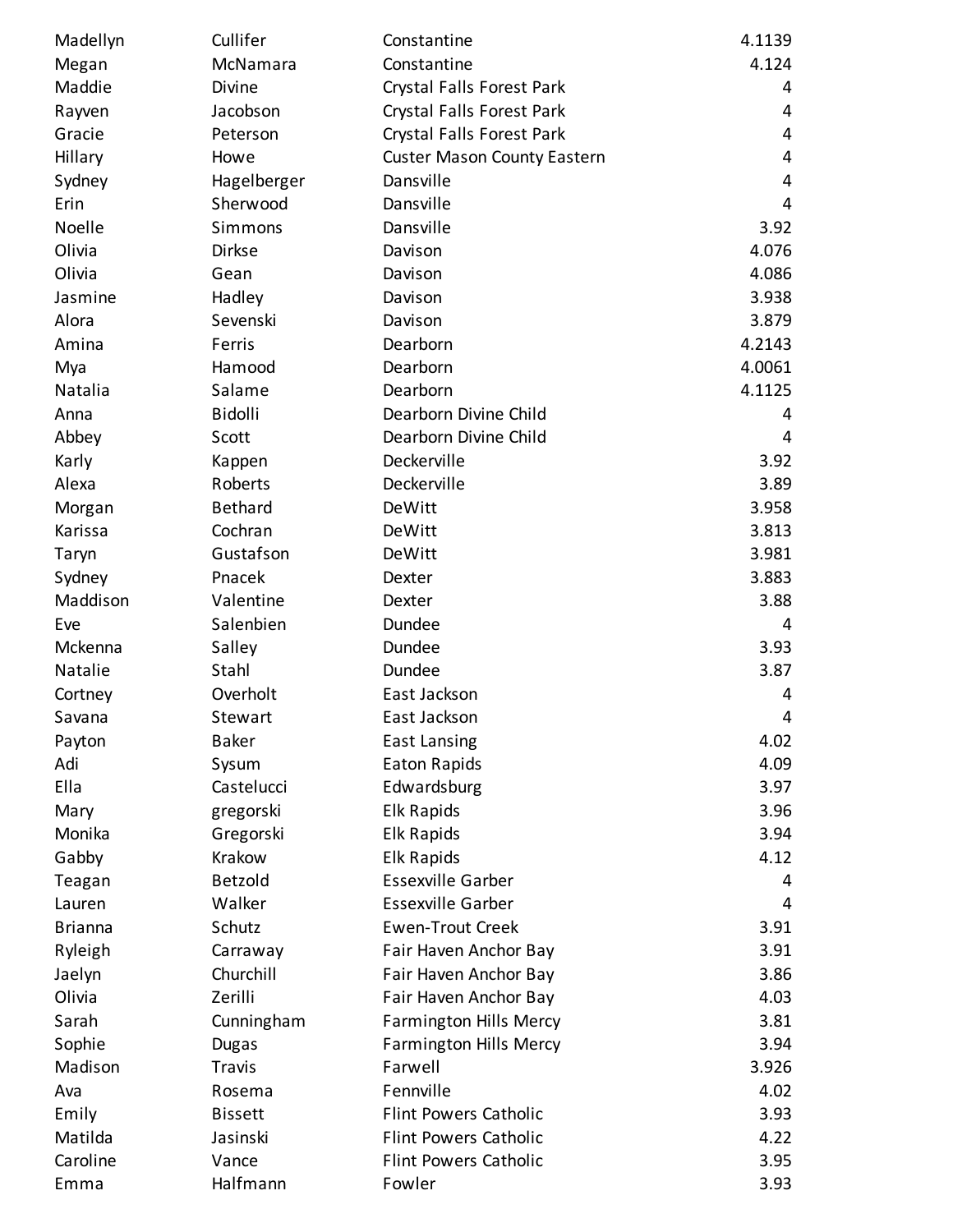| | | | |
|---|---|---|---|
| Madellyn | Cullifer | Constantine | 4.1139 |
| Megan | McNamara | Constantine | 4.124 |
| Maddie | Divine | Crystal Falls Forest Park | 4 |
| Rayven | Jacobson | Crystal Falls Forest Park | 4 |
| Gracie | Peterson | Crystal Falls Forest Park | 4 |
| Hillary | Howe | Custer Mason County Eastern | 4 |
| Sydney | Hagelberger | Dansville | 4 |
| Erin | Sherwood | Dansville | 4 |
| Noelle | Simmons | Dansville | 3.92 |
| Olivia | Dirkse | Davison | 4.076 |
| Olivia | Gean | Davison | 4.086 |
| Jasmine | Hadley | Davison | 3.938 |
| Alora | Sevenski | Davison | 3.879 |
| Amina | Ferris | Dearborn | 4.2143 |
| Mya | Hamood | Dearborn | 4.0061 |
| Natalia | Salame | Dearborn | 4.1125 |
| Anna | Bidolli | Dearborn Divine Child | 4 |
| Abbey | Scott | Dearborn Divine Child | 4 |
| Karly | Kappen | Deckerville | 3.92 |
| Alexa | Roberts | Deckerville | 3.89 |
| Morgan | Bethard | DeWitt | 3.958 |
| Karissa | Cochran | DeWitt | 3.813 |
| Taryn | Gustafson | DeWitt | 3.981 |
| Sydney | Pnacek | Dexter | 3.883 |
| Maddison | Valentine | Dexter | 3.88 |
| Eve | Salenbien | Dundee | 4 |
| Mckenna | Salley | Dundee | 3.93 |
| Natalie | Stahl | Dundee | 3.87 |
| Cortney | Overholt | East Jackson | 4 |
| Savana | Stewart | East Jackson | 4 |
| Payton | Baker | East Lansing | 4.02 |
| Adi | Sysum | Eaton Rapids | 4.09 |
| Ella | Castelucci | Edwardsburg | 3.97 |
| Mary | gregorski | Elk Rapids | 3.96 |
| Monika | Gregorski | Elk Rapids | 3.94 |
| Gabby | Krakow | Elk Rapids | 4.12 |
| Teagan | Betzold | Essexville Garber | 4 |
| Lauren | Walker | Essexville Garber | 4 |
| Brianna | Schutz | Ewen-Trout Creek | 3.91 |
| Ryleigh | Carraway | Fair Haven Anchor Bay | 3.91 |
| Jaelyn | Churchill | Fair Haven Anchor Bay | 3.86 |
| Olivia | Zerilli | Fair Haven Anchor Bay | 4.03 |
| Sarah | Cunningham | Farmington Hills Mercy | 3.81 |
| Sophie | Dugas | Farmington Hills Mercy | 3.94 |
| Madison | Travis | Farwell | 3.926 |
| Ava | Rosema | Fennville | 4.02 |
| Emily | Bissett | Flint Powers Catholic | 3.93 |
| Matilda | Jasinski | Flint Powers Catholic | 4.22 |
| Caroline | Vance | Flint Powers Catholic | 3.95 |
| Emma | Halfmann | Fowler | 3.93 |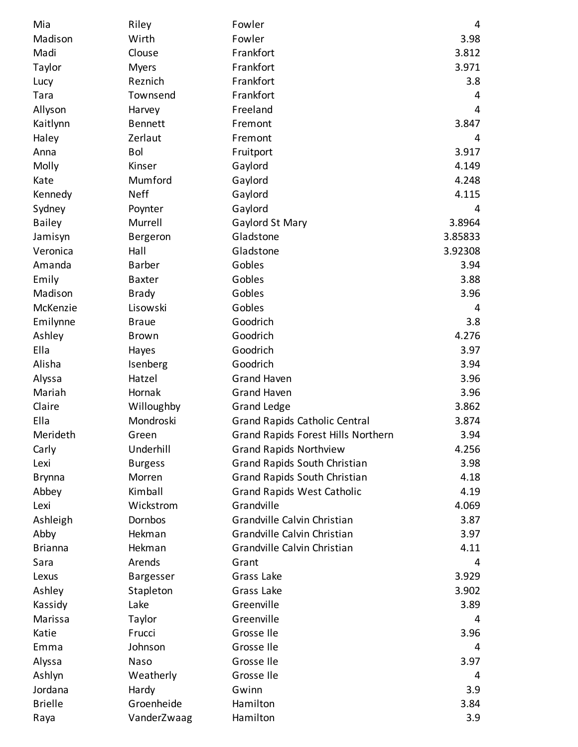| | | | |
|---|---|---|---|
| Mia | Riley | Fowler | 4 |
| Madison | Wirth | Fowler | 3.98 |
| Madi | Clouse | Frankfort | 3.812 |
| Taylor | Myers | Frankfort | 3.971 |
| Lucy | Reznich | Frankfort | 3.8 |
| Tara | Townsend | Frankfort | 4 |
| Allyson | Harvey | Freeland | 4 |
| Kaitlynn | Bennett | Fremont | 3.847 |
| Haley | Zerlaut | Fremont | 4 |
| Anna | Bol | Fruitport | 3.917 |
| Molly | Kinser | Gaylord | 4.149 |
| Kate | Mumford | Gaylord | 4.248 |
| Kennedy | Neff | Gaylord | 4.115 |
| Sydney | Poynter | Gaylord | 4 |
| Bailey | Murrell | Gaylord St Mary | 3.8964 |
| Jamisyn | Bergeron | Gladstone | 3.85833 |
| Veronica | Hall | Gladstone | 3.92308 |
| Amanda | Barber | Gobles | 3.94 |
| Emily | Baxter | Gobles | 3.88 |
| Madison | Brady | Gobles | 3.96 |
| McKenzie | Lisowski | Gobles | 4 |
| Emilynne | Braue | Goodrich | 3.8 |
| Ashley | Brown | Goodrich | 4.276 |
| Ella | Hayes | Goodrich | 3.97 |
| Alisha | Isenberg | Goodrich | 3.94 |
| Alyssa | Hatzel | Grand Haven | 3.96 |
| Mariah | Hornak | Grand Haven | 3.96 |
| Claire | Willoughby | Grand Ledge | 3.862 |
| Ella | Mondroski | Grand Rapids Catholic Central | 3.874 |
| Merideth | Green | Grand Rapids Forest Hills Northern | 3.94 |
| Carly | Underhill | Grand Rapids Northview | 4.256 |
| Lexi | Burgess | Grand Rapids South Christian | 3.98 |
| Brynna | Morren | Grand Rapids South Christian | 4.18 |
| Abbey | Kimball | Grand Rapids West Catholic | 4.19 |
| Lexi | Wickstrom | Grandville | 4.069 |
| Ashleigh | Dornbos | Grandville Calvin Christian | 3.87 |
| Abby | Hekman | Grandville Calvin Christian | 3.97 |
| Brianna | Hekman | Grandville Calvin Christian | 4.11 |
| Sara | Arends | Grant | 4 |
| Lexus | Bargesser | Grass Lake | 3.929 |
| Ashley | Stapleton | Grass Lake | 3.902 |
| Kassidy | Lake | Greenville | 3.89 |
| Marissa | Taylor | Greenville | 4 |
| Katie | Frucci | Grosse Ile | 3.96 |
| Emma | Johnson | Grosse Ile | 4 |
| Alyssa | Naso | Grosse Ile | 3.97 |
| Ashlyn | Weatherly | Grosse Ile | 4 |
| Jordana | Hardy | Gwinn | 3.9 |
| Brielle | Groenheide | Hamilton | 3.84 |
| Raya | VanderZwaag | Hamilton | 3.9 |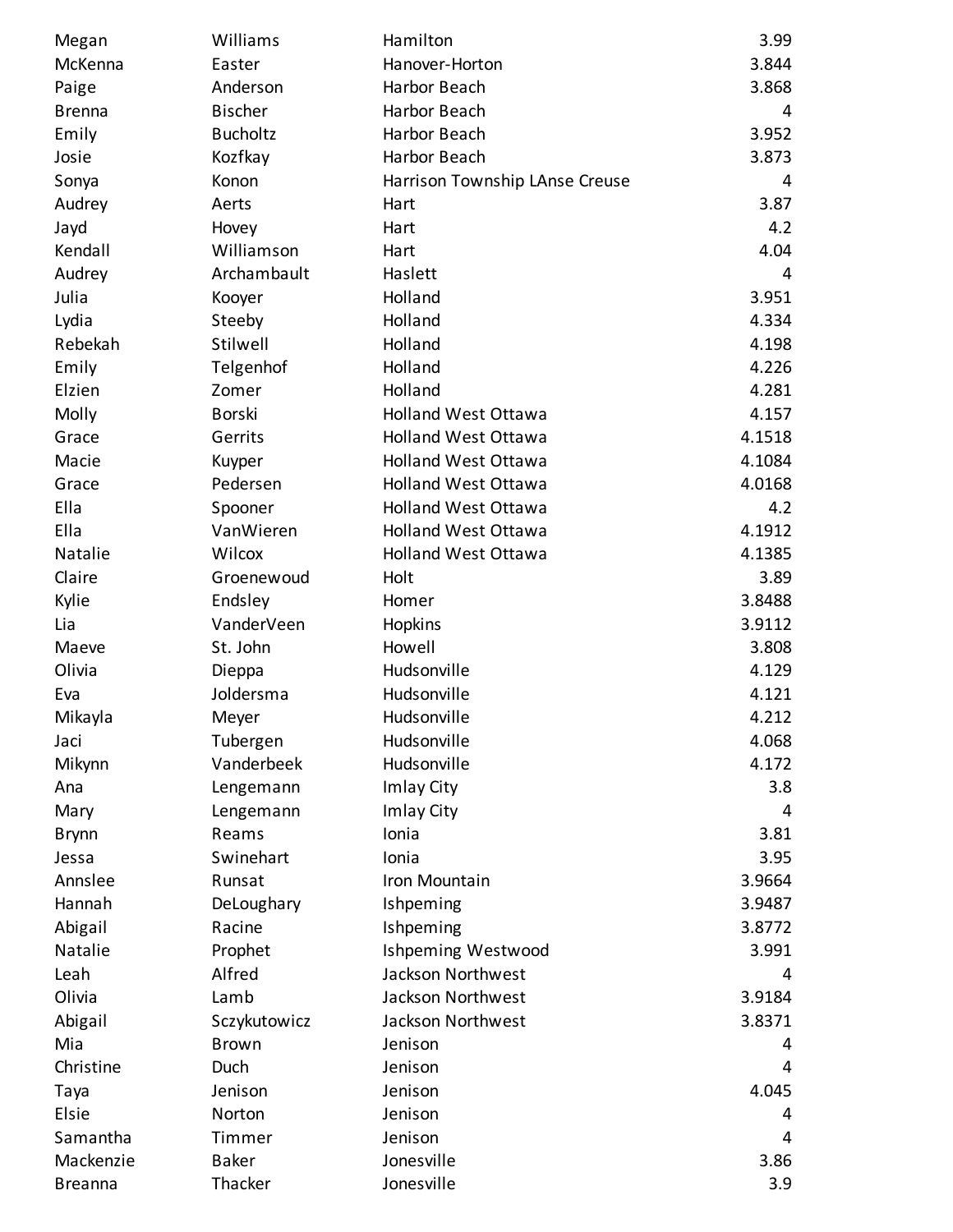| | | | |
|---|---|---|---|
| Megan | Williams | Hamilton | 3.99 |
| McKenna | Easter | Hanover-Horton | 3.844 |
| Paige | Anderson | Harbor Beach | 3.868 |
| Brenna | Bischer | Harbor Beach | 4 |
| Emily | Bucholtz | Harbor Beach | 3.952 |
| Josie | Kozfkay | Harbor Beach | 3.873 |
| Sonya | Konon | Harrison Township LAnse Creuse | 4 |
| Audrey | Aerts | Hart | 3.87 |
| Jayd | Hovey | Hart | 4.2 |
| Kendall | Williamson | Hart | 4.04 |
| Audrey | Archambault | Haslett | 4 |
| Julia | Kooyer | Holland | 3.951 |
| Lydia | Steeby | Holland | 4.334 |
| Rebekah | Stilwell | Holland | 4.198 |
| Emily | Telgenhof | Holland | 4.226 |
| Elzien | Zomer | Holland | 4.281 |
| Molly | Borski | Holland West Ottawa | 4.157 |
| Grace | Gerrits | Holland West Ottawa | 4.1518 |
| Macie | Kuyper | Holland West Ottawa | 4.1084 |
| Grace | Pedersen | Holland West Ottawa | 4.0168 |
| Ella | Spooner | Holland West Ottawa | 4.2 |
| Ella | VanWieren | Holland West Ottawa | 4.1912 |
| Natalie | Wilcox | Holland West Ottawa | 4.1385 |
| Claire | Groenewoud | Holt | 3.89 |
| Kylie | Endsley | Homer | 3.8488 |
| Lia | VanderVeen | Hopkins | 3.9112 |
| Maeve | St. John | Howell | 3.808 |
| Olivia | Dieppa | Hudsonville | 4.129 |
| Eva | Joldersma | Hudsonville | 4.121 |
| Mikayla | Meyer | Hudsonville | 4.212 |
| Jaci | Tubergen | Hudsonville | 4.068 |
| Mikynn | Vanderbeek | Hudsonville | 4.172 |
| Ana | Lengemann | Imlay City | 3.8 |
| Mary | Lengemann | Imlay City | 4 |
| Brynn | Reams | Ionia | 3.81 |
| Jessa | Swinehart | Ionia | 3.95 |
| Annslee | Runsat | Iron Mountain | 3.9664 |
| Hannah | DeLoughary | Ishpeming | 3.9487 |
| Abigail | Racine | Ishpeming | 3.8772 |
| Natalie | Prophet | Ishpeming Westwood | 3.991 |
| Leah | Alfred | Jackson Northwest | 4 |
| Olivia | Lamb | Jackson Northwest | 3.9184 |
| Abigail | Sczykutowicz | Jackson Northwest | 3.8371 |
| Mia | Brown | Jenison | 4 |
| Christine | Duch | Jenison | 4 |
| Taya | Jenison | Jenison | 4.045 |
| Elsie | Norton | Jenison | 4 |
| Samantha | Timmer | Jenison | 4 |
| Mackenzie | Baker | Jonesville | 3.86 |
| Breanna | Thacker | Jonesville | 3.9 |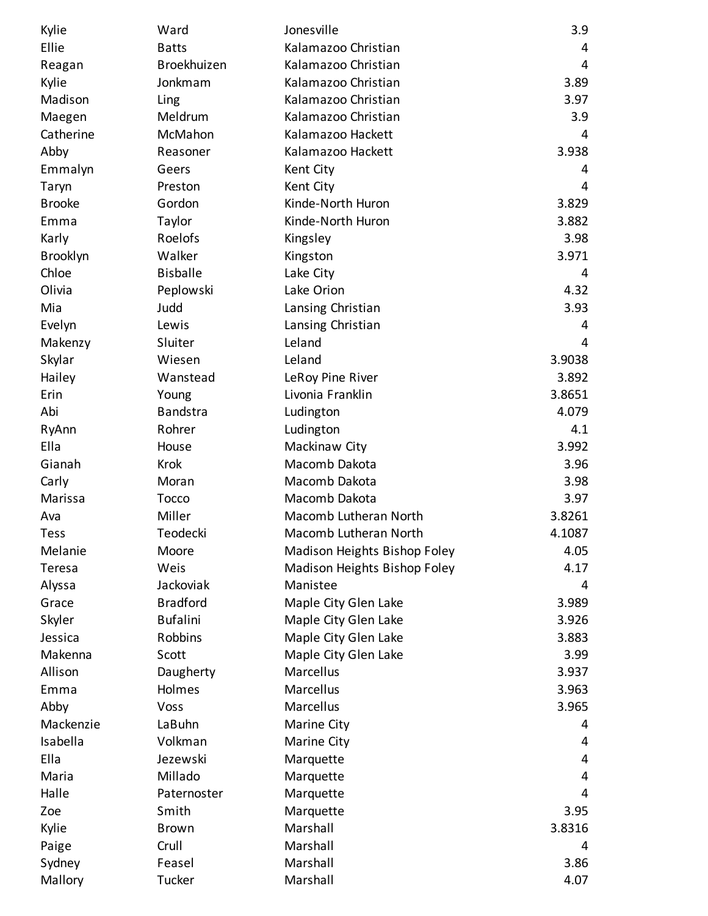| | | | |
|---|---|---|---|
| Kylie | Ward | Jonesville | 3.9 |
| Ellie | Batts | Kalamazoo Christian | 4 |
| Reagan | Broekhuizen | Kalamazoo Christian | 4 |
| Kylie | Jonkmam | Kalamazoo Christian | 3.89 |
| Madison | Ling | Kalamazoo Christian | 3.97 |
| Maegen | Meldrum | Kalamazoo Christian | 3.9 |
| Catherine | McMahon | Kalamazoo Hackett | 4 |
| Abby | Reasoner | Kalamazoo Hackett | 3.938 |
| Emmalyn | Geers | Kent City | 4 |
| Taryn | Preston | Kent City | 4 |
| Brooke | Gordon | Kinde-North Huron | 3.829 |
| Emma | Taylor | Kinde-North Huron | 3.882 |
| Karly | Roelofs | Kingsley | 3.98 |
| Brooklyn | Walker | Kingston | 3.971 |
| Chloe | Bisballe | Lake City | 4 |
| Olivia | Peplowski | Lake Orion | 4.32 |
| Mia | Judd | Lansing Christian | 3.93 |
| Evelyn | Lewis | Lansing Christian | 4 |
| Makenzy | Sluiter | Leland | 4 |
| Skylar | Wiesen | Leland | 3.9038 |
| Hailey | Wanstead | LeRoy Pine River | 3.892 |
| Erin | Young | Livonia Franklin | 3.8651 |
| Abi | Bandstra | Ludington | 4.079 |
| RyAnn | Rohrer | Ludington | 4.1 |
| Ella | House | Mackinaw City | 3.992 |
| Gianah | Krok | Macomb Dakota | 3.96 |
| Carly | Moran | Macomb Dakota | 3.98 |
| Marissa | Tocco | Macomb Dakota | 3.97 |
| Ava | Miller | Macomb Lutheran North | 3.8261 |
| Tess | Teodecki | Macomb Lutheran North | 4.1087 |
| Melanie | Moore | Madison Heights Bishop Foley | 4.05 |
| Teresa | Weis | Madison Heights Bishop Foley | 4.17 |
| Alyssa | Jackoviak | Manistee | 4 |
| Grace | Bradford | Maple City Glen Lake | 3.989 |
| Skyler | Bufalini | Maple City Glen Lake | 3.926 |
| Jessica | Robbins | Maple City Glen Lake | 3.883 |
| Makenna | Scott | Maple City Glen Lake | 3.99 |
| Allison | Daugherty | Marcellus | 3.937 |
| Emma | Holmes | Marcellus | 3.963 |
| Abby | Voss | Marcellus | 3.965 |
| Mackenzie | LaBuhn | Marine City | 4 |
| Isabella | Volkman | Marine City | 4 |
| Ella | Jezewski | Marquette | 4 |
| Maria | Millado | Marquette | 4 |
| Halle | Paternoster | Marquette | 4 |
| Zoe | Smith | Marquette | 3.95 |
| Kylie | Brown | Marshall | 3.8316 |
| Paige | Crull | Marshall | 4 |
| Sydney | Feasel | Marshall | 3.86 |
| Mallory | Tucker | Marshall | 4.07 |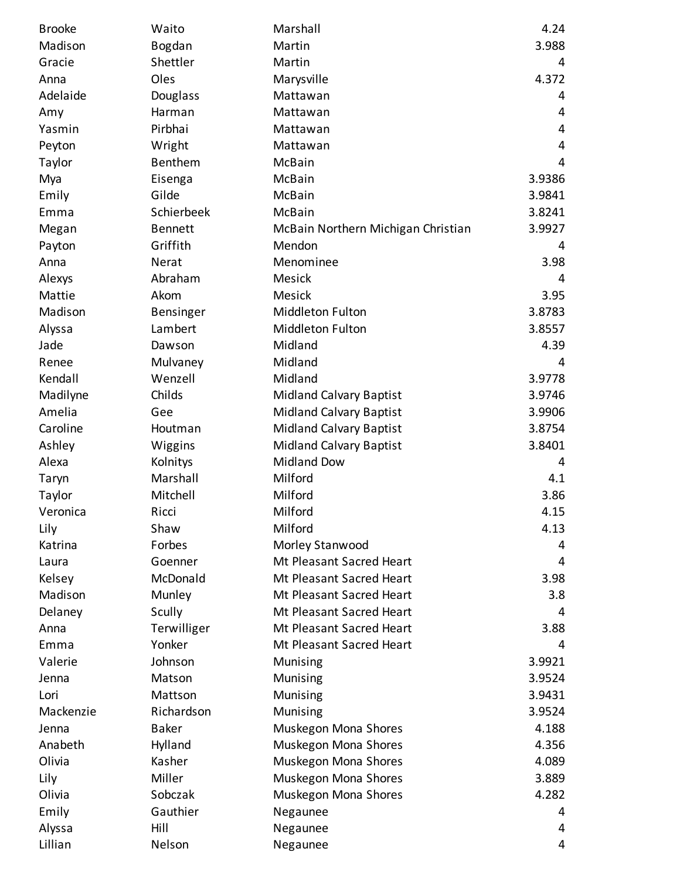| | | | |
|---|---|---|---|
| Brooke | Waito | Marshall | 4.24 |
| Madison | Bogdan | Martin | 3.988 |
| Gracie | Shettler | Martin | 4 |
| Anna | Oles | Marysville | 4.372 |
| Adelaide | Douglass | Mattawan | 4 |
| Amy | Harman | Mattawan | 4 |
| Yasmin | Pirbhai | Mattawan | 4 |
| Peyton | Wright | Mattawan | 4 |
| Taylor | Benthem | McBain | 4 |
| Mya | Eisenga | McBain | 3.9386 |
| Emily | Gilde | McBain | 3.9841 |
| Emma | Schierbeek | McBain | 3.8241 |
| Megan | Bennett | McBain Northern Michigan Christian | 3.9927 |
| Payton | Griffith | Mendon | 4 |
| Anna | Nerat | Menominee | 3.98 |
| Alexys | Abraham | Mesick | 4 |
| Mattie | Akom | Mesick | 3.95 |
| Madison | Bensinger | Middleton Fulton | 3.8783 |
| Alyssa | Lambert | Middleton Fulton | 3.8557 |
| Jade | Dawson | Midland | 4.39 |
| Renee | Mulvaney | Midland | 4 |
| Kendall | Wenzell | Midland | 3.9778 |
| Madilyne | Childs | Midland Calvary Baptist | 3.9746 |
| Amelia | Gee | Midland Calvary Baptist | 3.9906 |
| Caroline | Houtman | Midland Calvary Baptist | 3.8754 |
| Ashley | Wiggins | Midland Calvary Baptist | 3.8401 |
| Alexa | Kolnitys | Midland Dow | 4 |
| Taryn | Marshall | Milford | 4.1 |
| Taylor | Mitchell | Milford | 3.86 |
| Veronica | Ricci | Milford | 4.15 |
| Lily | Shaw | Milford | 4.13 |
| Katrina | Forbes | Morley Stanwood | 4 |
| Laura | Goenner | Mt Pleasant Sacred Heart | 4 |
| Kelsey | McDonald | Mt Pleasant Sacred Heart | 3.98 |
| Madison | Munley | Mt Pleasant Sacred Heart | 3.8 |
| Delaney | Scully | Mt Pleasant Sacred Heart | 4 |
| Anna | Terwilliger | Mt Pleasant Sacred Heart | 3.88 |
| Emma | Yonker | Mt Pleasant Sacred Heart | 4 |
| Valerie | Johnson | Munising | 3.9921 |
| Jenna | Matson | Munising | 3.9524 |
| Lori | Mattson | Munising | 3.9431 |
| Mackenzie | Richardson | Munising | 3.9524 |
| Jenna | Baker | Muskegon Mona Shores | 4.188 |
| Anabeth | Hylland | Muskegon Mona Shores | 4.356 |
| Olivia | Kasher | Muskegon Mona Shores | 4.089 |
| Lily | Miller | Muskegon Mona Shores | 3.889 |
| Olivia | Sobczak | Muskegon Mona Shores | 4.282 |
| Emily | Gauthier | Negaunee | 4 |
| Alyssa | Hill | Negaunee | 4 |
| Lillian | Nelson | Negaunee | 4 |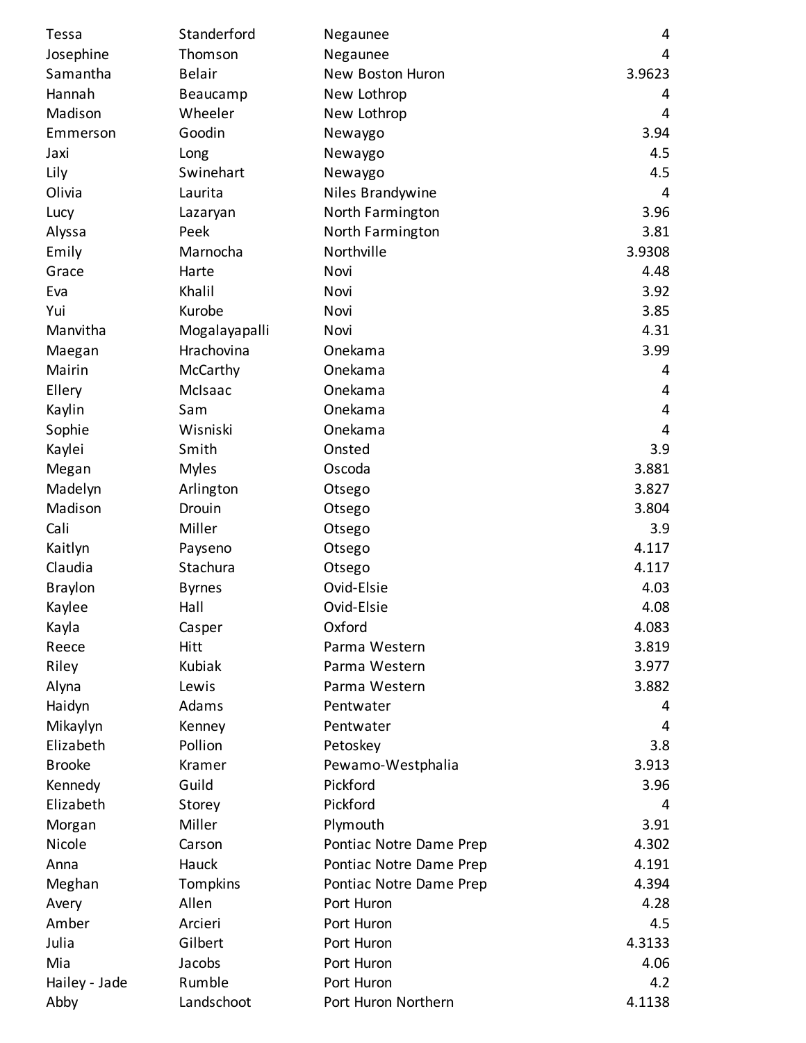| | | | |
|---|---|---|---|
| Tessa | Standerford | Negaunee | 4 |
| Josephine | Thomson | Negaunee | 4 |
| Samantha | Belair | New Boston Huron | 3.9623 |
| Hannah | Beaucamp | New Lothrop | 4 |
| Madison | Wheeler | New Lothrop | 4 |
| Emmerson | Goodin | Newaygo | 3.94 |
| Jaxi | Long | Newaygo | 4.5 |
| Lily | Swinehart | Newaygo | 4.5 |
| Olivia | Laurita | Niles Brandywine | 4 |
| Lucy | Lazaryan | North Farmington | 3.96 |
| Alyssa | Peek | North Farmington | 3.81 |
| Emily | Marnocha | Northville | 3.9308 |
| Grace | Harte | Novi | 4.48 |
| Eva | Khalil | Novi | 3.92 |
| Yui | Kurobe | Novi | 3.85 |
| Manvitha | Mogalayapalli | Novi | 4.31 |
| Maegan | Hrachovina | Onekama | 3.99 |
| Mairin | McCarthy | Onekama | 4 |
| Ellery | McIsaac | Onekama | 4 |
| Kaylin | Sam | Onekama | 4 |
| Sophie | Wisniski | Onekama | 4 |
| Kaylei | Smith | Onsted | 3.9 |
| Megan | Myles | Oscoda | 3.881 |
| Madelyn | Arlington | Otsego | 3.827 |
| Madison | Drouin | Otsego | 3.804 |
| Cali | Miller | Otsego | 3.9 |
| Kaitlyn | Payseno | Otsego | 4.117 |
| Claudia | Stachura | Otsego | 4.117 |
| Braylon | Byrnes | Ovid-Elsie | 4.03 |
| Kaylee | Hall | Ovid-Elsie | 4.08 |
| Kayla | Casper | Oxford | 4.083 |
| Reece | Hitt | Parma Western | 3.819 |
| Riley | Kubiak | Parma Western | 3.977 |
| Alyna | Lewis | Parma Western | 3.882 |
| Haidyn | Adams | Pentwater | 4 |
| Mikaylyn | Kenney | Pentwater | 4 |
| Elizabeth | Pollion | Petoskey | 3.8 |
| Brooke | Kramer | Pewamo-Westphalia | 3.913 |
| Kennedy | Guild | Pickford | 3.96 |
| Elizabeth | Storey | Pickford | 4 |
| Morgan | Miller | Plymouth | 3.91 |
| Nicole | Carson | Pontiac Notre Dame Prep | 4.302 |
| Anna | Hauck | Pontiac Notre Dame Prep | 4.191 |
| Meghan | Tompkins | Pontiac Notre Dame Prep | 4.394 |
| Avery | Allen | Port Huron | 4.28 |
| Amber | Arcieri | Port Huron | 4.5 |
| Julia | Gilbert | Port Huron | 4.3133 |
| Mia | Jacobs | Port Huron | 4.06 |
| Hailey - Jade | Rumble | Port Huron | 4.2 |
| Abby | Landschoot | Port Huron Northern | 4.1138 |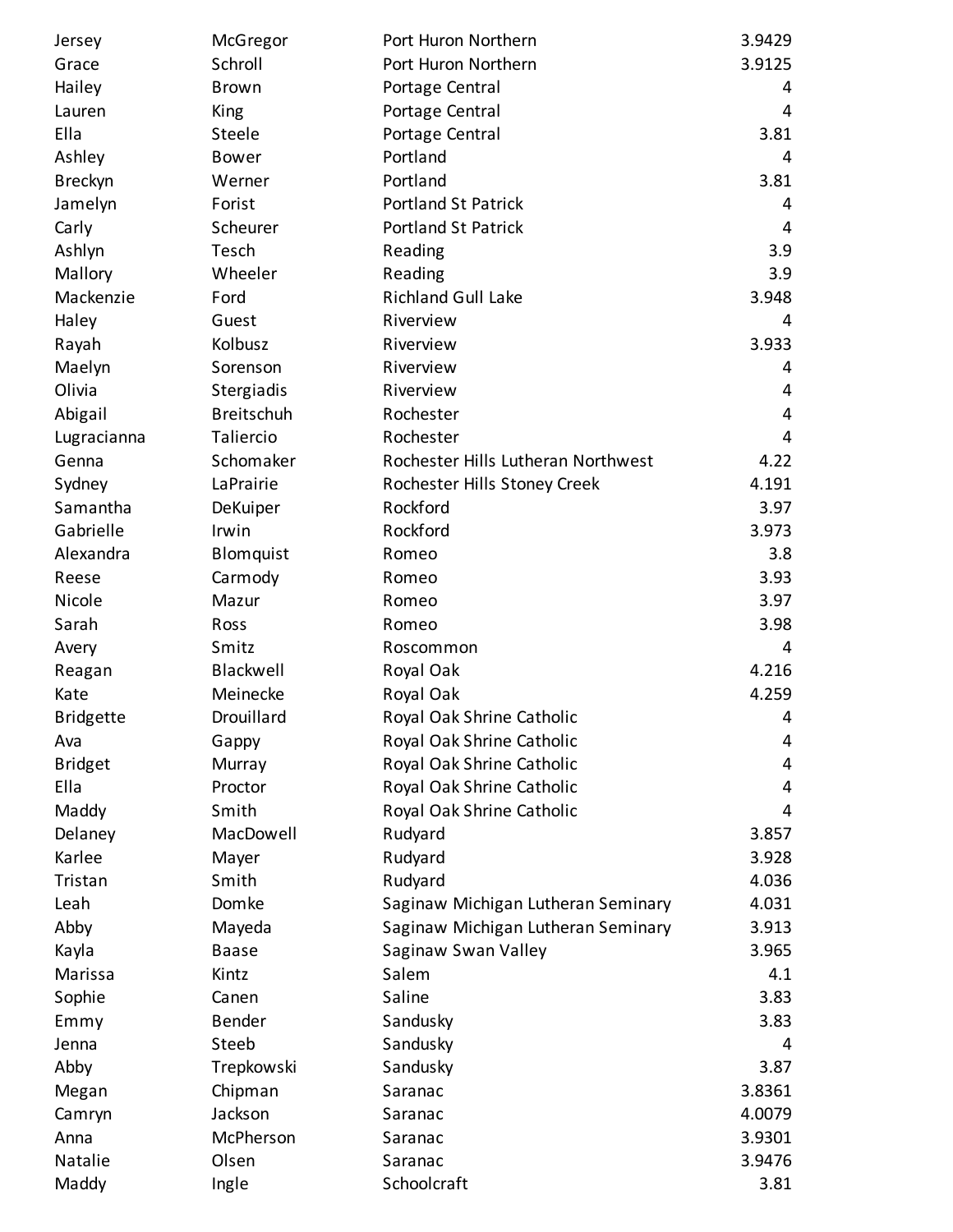| | | | |
|---|---|---|---|
| Jersey | McGregor | Port Huron Northern | 3.9429 |
| Grace | Schroll | Port Huron Northern | 3.9125 |
| Hailey | Brown | Portage Central | 4 |
| Lauren | King | Portage Central | 4 |
| Ella | Steele | Portage Central | 3.81 |
| Ashley | Bower | Portland | 4 |
| Breckyn | Werner | Portland | 3.81 |
| Jamelyn | Forist | Portland St Patrick | 4 |
| Carly | Scheurer | Portland St Patrick | 4 |
| Ashlyn | Tesch | Reading | 3.9 |
| Mallory | Wheeler | Reading | 3.9 |
| Mackenzie | Ford | Richland Gull Lake | 3.948 |
| Haley | Guest | Riverview | 4 |
| Rayah | Kolbusz | Riverview | 3.933 |
| Maelyn | Sorenson | Riverview | 4 |
| Olivia | Stergiadis | Riverview | 4 |
| Abigail | Breitschuh | Rochester | 4 |
| Lugracianna | Taliercio | Rochester | 4 |
| Genna | Schomaker | Rochester Hills Lutheran Northwest | 4.22 |
| Sydney | LaPrairie | Rochester Hills Stoney Creek | 4.191 |
| Samantha | DeKuiper | Rockford | 3.97 |
| Gabrielle | Irwin | Rockford | 3.973 |
| Alexandra | Blomquist | Romeo | 3.8 |
| Reese | Carmody | Romeo | 3.93 |
| Nicole | Mazur | Romeo | 3.97 |
| Sarah | Ross | Romeo | 3.98 |
| Avery | Smitz | Roscommon | 4 |
| Reagan | Blackwell | Royal Oak | 4.216 |
| Kate | Meinecke | Royal Oak | 4.259 |
| Bridgette | Drouillard | Royal Oak Shrine Catholic | 4 |
| Ava | Gappy | Royal Oak Shrine Catholic | 4 |
| Bridget | Murray | Royal Oak Shrine Catholic | 4 |
| Ella | Proctor | Royal Oak Shrine Catholic | 4 |
| Maddy | Smith | Royal Oak Shrine Catholic | 4 |
| Delaney | MacDowell | Rudyard | 3.857 |
| Karlee | Mayer | Rudyard | 3.928 |
| Tristan | Smith | Rudyard | 4.036 |
| Leah | Domke | Saginaw Michigan Lutheran Seminary | 4.031 |
| Abby | Mayeda | Saginaw Michigan Lutheran Seminary | 3.913 |
| Kayla | Baase | Saginaw Swan Valley | 3.965 |
| Marissa | Kintz | Salem | 4.1 |
| Sophie | Canen | Saline | 3.83 |
| Emmy | Bender | Sandusky | 3.83 |
| Jenna | Steeb | Sandusky | 4 |
| Abby | Trepkowski | Sandusky | 3.87 |
| Megan | Chipman | Saranac | 3.8361 |
| Camryn | Jackson | Saranac | 4.0079 |
| Anna | McPherson | Saranac | 3.9301 |
| Natalie | Olsen | Saranac | 3.9476 |
| Maddy | Ingle | Schoolcraft | 3.81 |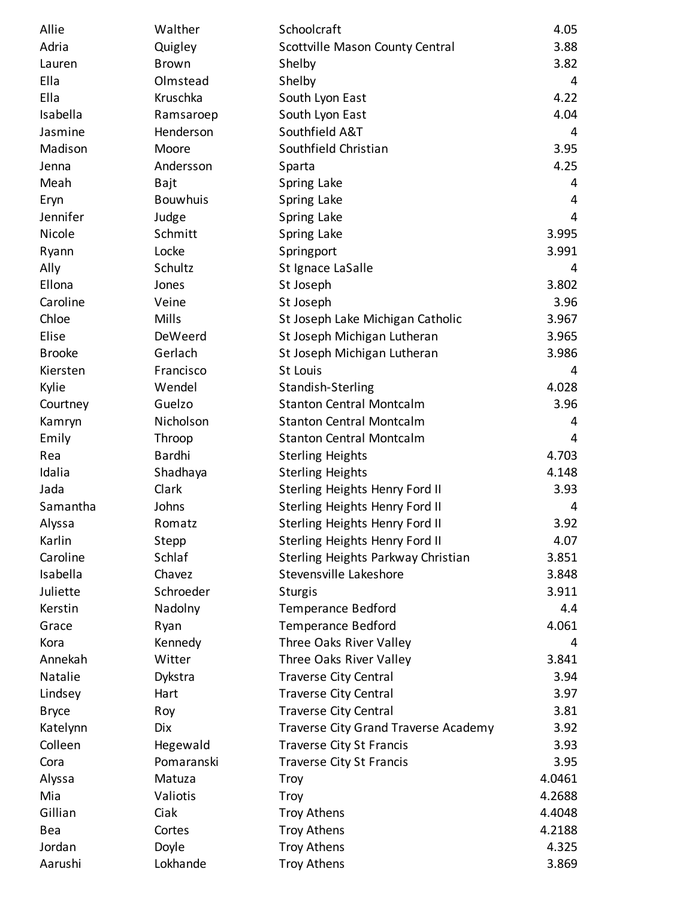| | | | |
|---|---|---|---|
| Allie | Walther | Schoolcraft | 4.05 |
| Adria | Quigley | Scottville Mason County Central | 3.88 |
| Lauren | Brown | Shelby | 3.82 |
| Ella | Olmstead | Shelby | 4 |
| Ella | Kruschka | South Lyon East | 4.22 |
| Isabella | Ramsaroep | South Lyon East | 4.04 |
| Jasmine | Henderson | Southfield A&T | 4 |
| Madison | Moore | Southfield Christian | 3.95 |
| Jenna | Andersson | Sparta | 4.25 |
| Meah | Bajt | Spring Lake | 4 |
| Eryn | Bouwhuis | Spring Lake | 4 |
| Jennifer | Judge | Spring Lake | 4 |
| Nicole | Schmitt | Spring Lake | 3.995 |
| Ryann | Locke | Springport | 3.991 |
| Ally | Schultz | St Ignace LaSalle | 4 |
| Ellona | Jones | St Joseph | 3.802 |
| Caroline | Veine | St Joseph | 3.96 |
| Chloe | Mills | St Joseph Lake Michigan Catholic | 3.967 |
| Elise | DeWeerd | St Joseph Michigan Lutheran | 3.965 |
| Brooke | Gerlach | St Joseph Michigan Lutheran | 3.986 |
| Kiersten | Francisco | St Louis | 4 |
| Kylie | Wendel | Standish-Sterling | 4.028 |
| Courtney | Guelzo | Stanton Central Montcalm | 3.96 |
| Kamryn | Nicholson | Stanton Central Montcalm | 4 |
| Emily | Throop | Stanton Central Montcalm | 4 |
| Rea | Bardhi | Sterling Heights | 4.703 |
| Idalia | Shadhaya | Sterling Heights | 4.148 |
| Jada | Clark | Sterling Heights Henry Ford II | 3.93 |
| Samantha | Johns | Sterling Heights Henry Ford II | 4 |
| Alyssa | Romatz | Sterling Heights Henry Ford II | 3.92 |
| Karlin | Stepp | Sterling Heights Henry Ford II | 4.07 |
| Caroline | Schlaf | Sterling Heights Parkway Christian | 3.851 |
| Isabella | Chavez | Stevensville Lakeshore | 3.848 |
| Juliette | Schroeder | Sturgis | 3.911 |
| Kerstin | Nadolny | Temperance Bedford | 4.4 |
| Grace | Ryan | Temperance Bedford | 4.061 |
| Kora | Kennedy | Three Oaks River Valley | 4 |
| Annekah | Witter | Three Oaks River Valley | 3.841 |
| Natalie | Dykstra | Traverse City Central | 3.94 |
| Lindsey | Hart | Traverse City Central | 3.97 |
| Bryce | Roy | Traverse City Central | 3.81 |
| Katelynn | Dix | Traverse City Grand Traverse Academy | 3.92 |
| Colleen | Hegewald | Traverse City St Francis | 3.93 |
| Cora | Pomaranski | Traverse City St Francis | 3.95 |
| Alyssa | Matuza | Troy | 4.0461 |
| Mia | Valiotis | Troy | 4.2688 |
| Gillian | Ciak | Troy Athens | 4.4048 |
| Bea | Cortes | Troy Athens | 4.2188 |
| Jordan | Doyle | Troy Athens | 4.325 |
| Aarushi | Lokhande | Troy Athens | 3.869 |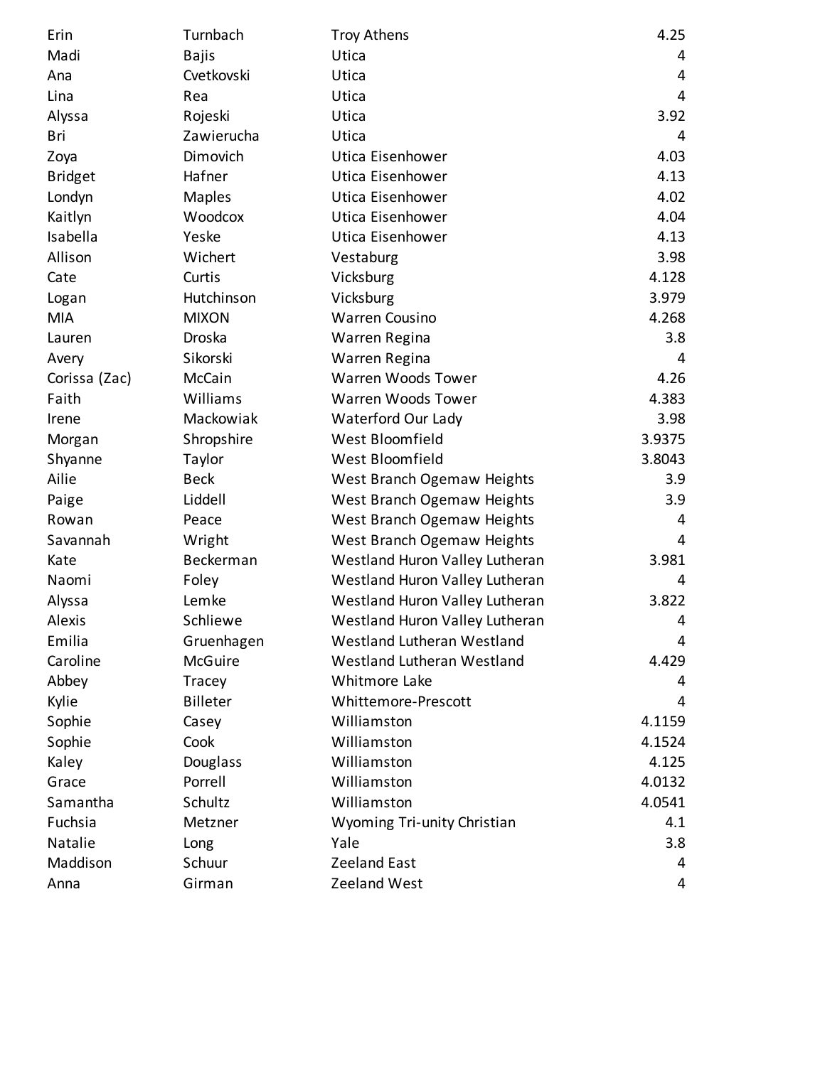| | | | |
|---|---|---|---|
| Erin | Turnbach | Troy Athens | 4.25 |
| Madi | Bajis | Utica | 4 |
| Ana | Cvetkovski | Utica | 4 |
| Lina | Rea | Utica | 4 |
| Alyssa | Rojeski | Utica | 3.92 |
| Bri | Zawierucha | Utica | 4 |
| Zoya | Dimovich | Utica Eisenhower | 4.03 |
| Bridget | Hafner | Utica Eisenhower | 4.13 |
| Londyn | Maples | Utica Eisenhower | 4.02 |
| Kaitlyn | Woodcox | Utica Eisenhower | 4.04 |
| Isabella | Yeske | Utica Eisenhower | 4.13 |
| Allison | Wichert | Vestaburg | 3.98 |
| Cate | Curtis | Vicksburg | 4.128 |
| Logan | Hutchinson | Vicksburg | 3.979 |
| MIA | MIXON | Warren Cousino | 4.268 |
| Lauren | Droska | Warren Regina | 3.8 |
| Avery | Sikorski | Warren Regina | 4 |
| Corissa (Zac) | McCain | Warren Woods Tower | 4.26 |
| Faith | Williams | Warren Woods Tower | 4.383 |
| Irene | Mackowiak | Waterford Our Lady | 3.98 |
| Morgan | Shropshire | West Bloomfield | 3.9375 |
| Shyanne | Taylor | West Bloomfield | 3.8043 |
| Ailie | Beck | West Branch Ogemaw Heights | 3.9 |
| Paige | Liddell | West Branch Ogemaw Heights | 3.9 |
| Rowan | Peace | West Branch Ogemaw Heights | 4 |
| Savannah | Wright | West Branch Ogemaw Heights | 4 |
| Kate | Beckerman | Westland Huron Valley Lutheran | 3.981 |
| Naomi | Foley | Westland Huron Valley Lutheran | 4 |
| Alyssa | Lemke | Westland Huron Valley Lutheran | 3.822 |
| Alexis | Schliewe | Westland Huron Valley Lutheran | 4 |
| Emilia | Gruenhagen | Westland Lutheran Westland | 4 |
| Caroline | McGuire | Westland Lutheran Westland | 4.429 |
| Abbey | Tracey | Whitmore Lake | 4 |
| Kylie | Billeter | Whittemore-Prescott | 4 |
| Sophie | Casey | Williamston | 4.1159 |
| Sophie | Cook | Williamston | 4.1524 |
| Kaley | Douglass | Williamston | 4.125 |
| Grace | Porrell | Williamston | 4.0132 |
| Samantha | Schultz | Williamston | 4.0541 |
| Fuchsia | Metzner | Wyoming Tri-unity Christian | 4.1 |
| Natalie | Long | Yale | 3.8 |
| Maddison | Schuur | Zeeland East | 4 |
| Anna | Girman | Zeeland West | 4 |